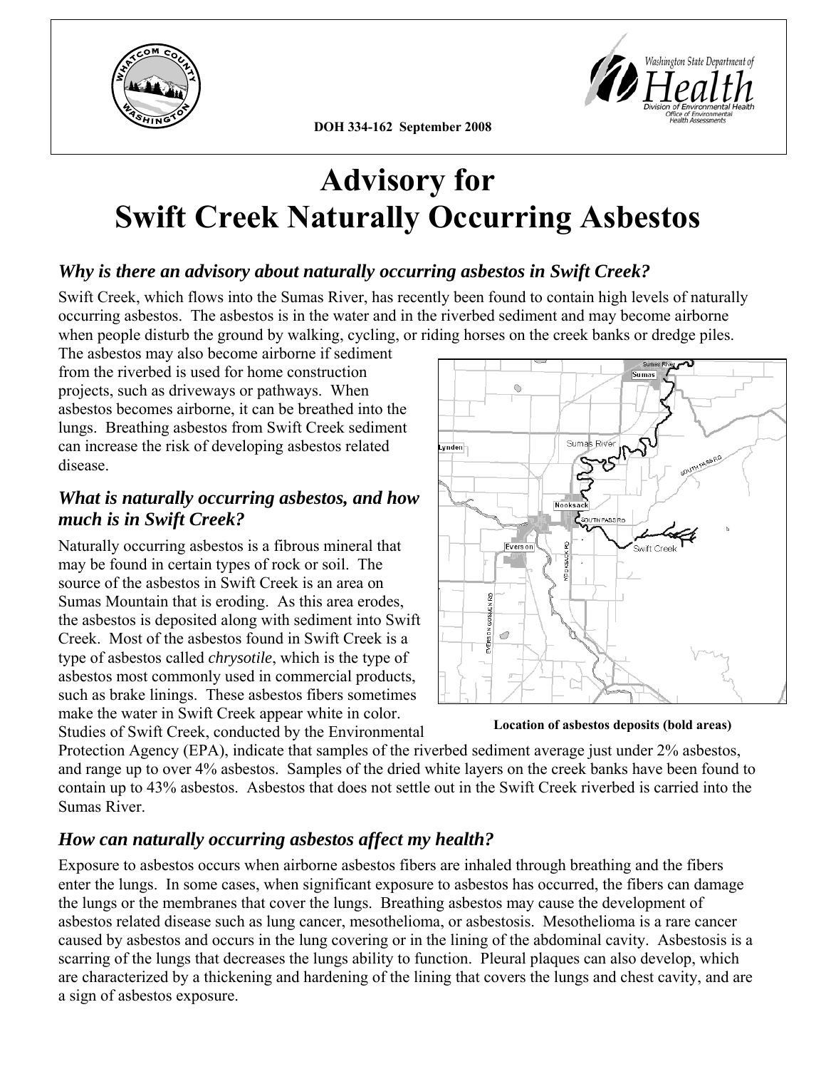DOH 334-162 September 2008

# Advisory for Swift Creek Naturally Occurring Asbestos

## *Why is there an advisory about naturally occurring asbestos in Swift Creek?*

Swift Creek, which flows into the Sumas River, has recently been found to contain high levels of naturally occurring asbestos. The asbestos is in the water and in the riverbed sediment and may become airborne when people disturb the ground by walking, cycling, or riding horses on the creek banks or dredge piles. The asbestos may also become airborne if sediment from the riverbed is used for home construction projects, such as driveways or pathways. When asbestos becomes airborne, it can be breathed into the lungs. Breathing asbestos from Swift Creek sediment can increase the risk of developing asbestos related disease.

**Location of asbestos deposits (bold areas)**

## *What is naturally occurring asbestos, and how much is in Swift Creek?*

Naturally occurring asbestos is a fibrous mineral that may be found in certain types of rock or soil. The source of the asbestos in Swift Creek is an area on Sumas Mountain that is eroding. As this area erodes, the asbestos is deposited along with sediment into Swift Creek. Most of the asbestos found in Swift Creek is a type of asbestos called *chrysotile*, which is the type of asbestos most commonly used in commercial products, such as brake linings. These asbestos fibers sometimes make the water in Swift Creek appear white in color. Studies of Swift Creek, conducted by the Environmental Protection Agency (EPA), indicate that samples of the riverbed sediment average just under 2% asbestos, and range up to over 4% asbestos. Samples of the dried white layers on the creek banks have been found to contain up to 43% asbestos. Asbestos that does not settle out in the Swift Creek riverbed is carried into the Sumas River.

## *How can naturally occurring asbestos affect my health?*

Exposure to asbestos occurs when airborne asbestos fibers are inhaled through breathing and the fibers enter the lungs. In some cases, when significant exposure to asbestos has occurred, the fibers can damage the lungs or the membranes that cover the lungs. Breathing asbestos may cause the development of asbestos related disease such as lung cancer, mesothelioma, or asbestosis. Mesothelioma is a rare cancer caused by asbestos and occurs in the lung covering or in the lining of the abdominal cavity. Asbestosis is a scarring of the lungs that decreases the lungs ability to function. Pleural plaques can also develop, which are characterized by a thickening and hardening of the lining that covers the lungs and chest cavity, and are a sign of asbestos exposure.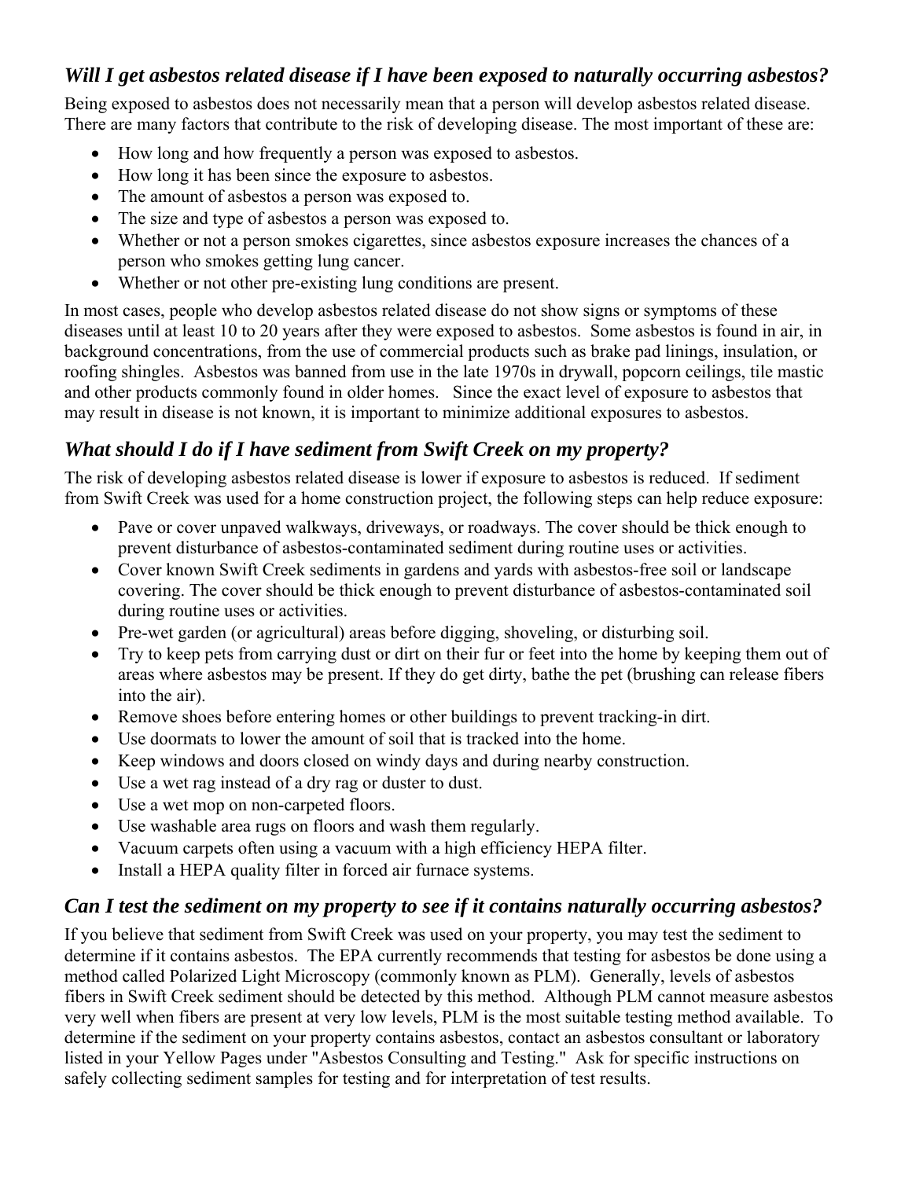## *Will I get asbestos related disease if I have been exposed to naturally occurring asbestos?*

Being exposed to asbestos does not necessarily mean that a person will develop asbestos related disease. There are many factors that contribute to the risk of developing disease. The most important of these are:

- How long and how frequently a person was exposed to asbestos.
- How long it has been since the exposure to asbestos.
- The amount of asbestos a person was exposed to.
- The size and type of asbestos a person was exposed to.
- Whether or not a person smokes cigarettes, since asbestos exposure increases the chances of a person who smokes getting lung cancer.
- Whether or not other pre-existing lung conditions are present.

In most cases, people who develop asbestos related disease do not show signs or symptoms of these diseases until at least 10 to 20 years after they were exposed to asbestos. Some asbestos is found in air, in background concentrations, from the use of commercial products such as brake pad linings, insulation, or roofing shingles. Asbestos was banned from use in the late 1970s in drywall, popcorn ceilings, tile mastic and other products commonly found in older homes. Since the exact level of exposure to asbestos that may result in disease is not known, it is important to minimize additional exposures to asbestos.

## *What should I do if I have sediment from Swift Creek on my property?*

The risk of developing asbestos related disease is lower if exposure to asbestos is reduced. If sediment from Swift Creek was used for a home construction project, the following steps can help reduce exposure:

- Pave or cover unpaved walkways, driveways, or roadways. The cover should be thick enough to prevent disturbance of asbestos-contaminated sediment during routine uses or activities.
- Cover known Swift Creek sediments in gardens and yards with asbestos-free soil or landscape covering. The cover should be thick enough to prevent disturbance of asbestos-contaminated soil during routine uses or activities.
- Pre-wet garden (or agricultural) areas before digging, shoveling, or disturbing soil.
- Try to keep pets from carrying dust or dirt on their fur or feet into the home by keeping them out of areas where asbestos may be present. If they do get dirty, bathe the pet (brushing can release fibers into the air).
- Remove shoes before entering homes or other buildings to prevent tracking-in dirt.
- Use doormats to lower the amount of soil that is tracked into the home.
- Keep windows and doors closed on windy days and during nearby construction.
- Use a wet rag instead of a dry rag or duster to dust.
- Use a wet mop on non-carpeted floors.
- Use washable area rugs on floors and wash them regularly.
- Vacuum carpets often using a vacuum with a high efficiency HEPA filter.
- Install a HEPA quality filter in forced air furnace systems.

## *Can I test the sediment on my property to see if it contains naturally occurring asbestos?*

If you believe that sediment from Swift Creek was used on your property, you may test the sediment to determine if it contains asbestos. The EPA currently recommends that testing for asbestos be done using a method called Polarized Light Microscopy (commonly known as PLM). Generally, levels of asbestos fibers in Swift Creek sediment should be detected by this method. Although PLM cannot measure asbestos very well when fibers are present at very low levels, PLM is the most suitable testing method available. To determine if the sediment on your property contains asbestos, contact an asbestos consultant or laboratory listed in your Yellow Pages under "Asbestos Consulting and Testing." Ask for specific instructions on safely collecting sediment samples for testing and for interpretation of test results.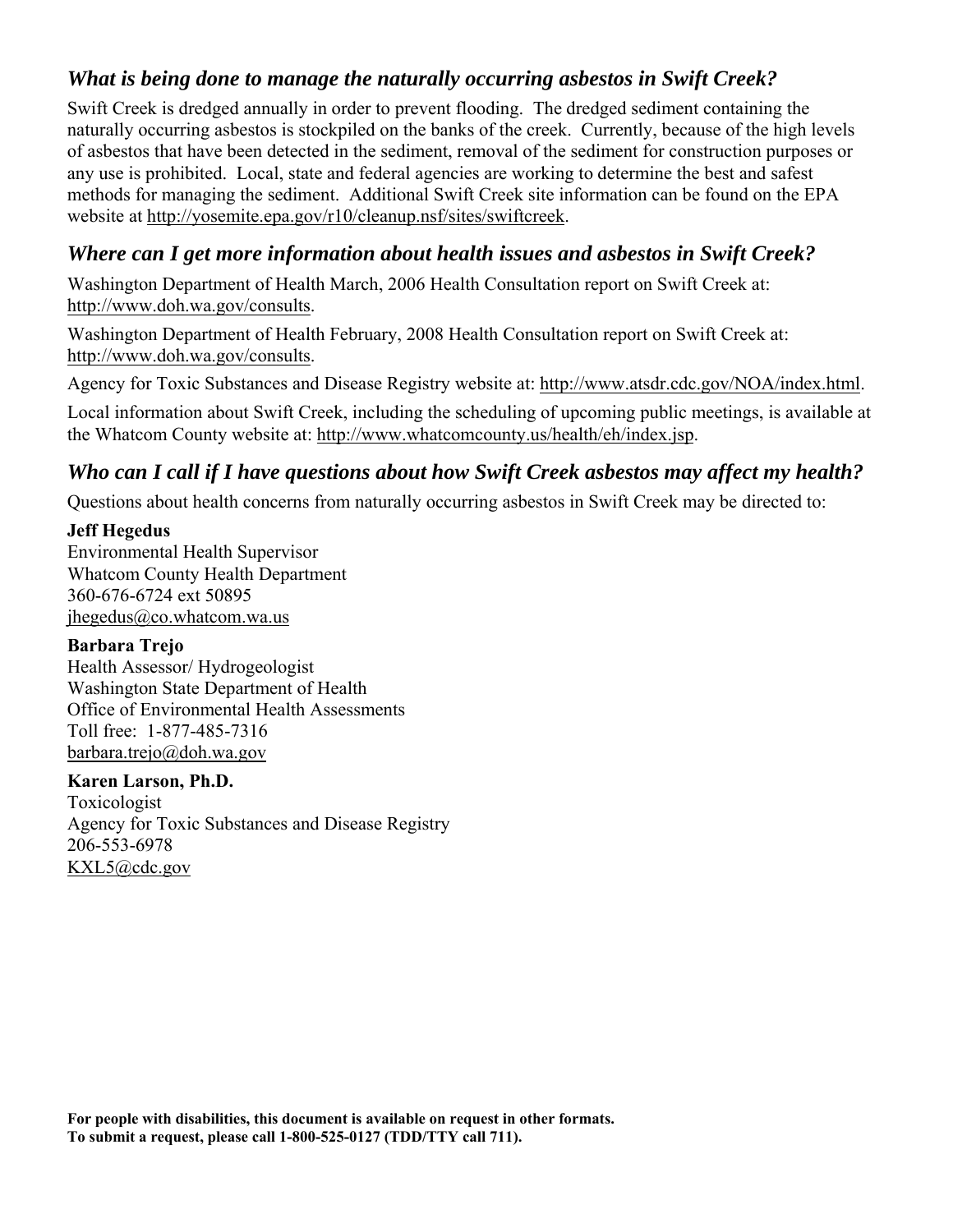## *What is being done to manage the naturally occurring asbestos in Swift Creek?*

Swift Creek is dredged annually in order to prevent flooding. The dredged sediment containing the naturally occurring asbestos is stockpiled on the banks of the creek. Currently, because of the high levels of asbestos that have been detected in the sediment, removal of the sediment for construction purposes or any use is prohibited. Local, state and federal agencies are working to determine the best and safest methods for managing the sediment. Additional Swift Creek site information can be found on the EPA website at http://yosemite.epa.gov/r10/cleanup.nsf/sites/swiftcreek.

## *Where can I get more information about health issues and asbestos in Swift Creek?*

Washington Department of Health March, 2006 Health Consultation report on Swift Creek at: http://www.doh.wa.gov/consults.

Washington Department of Health February, 2008 Health Consultation report on Swift Creek at: http://www.doh.wa.gov/consults.

Agency for Toxic Substances and Disease Registry website at: http://www.atsdr.cdc.gov/NOA/index.html.

Local information about Swift Creek, including the scheduling of upcoming public meetings, is available at the Whatcom County website at: http://www.whatcomcounty.us/health/eh/index.jsp.

## *Who can I call if I have questions about how Swift Creek asbestos may affect my health?*

Questions about health concerns from naturally occurring asbestos in Swift Creek may be directed to:

**Jeff Hegedus**
Environmental Health Supervisor
Whatcom County Health Department
360-676-6724 ext 50895
jhegedus@co.whatcom.wa.us

**Barbara Trejo**
Health Assessor/ Hydrogeologist
Washington State Department of Health
Office of Environmental Health Assessments
Toll free: 1-877-485-7316
barbara.trejo@doh.wa.gov

**Karen Larson, Ph.D.**
Toxicologist
Agency for Toxic Substances and Disease Registry
206-553-6978
KXL5@cdc.gov

**For people with disabilities, this document is available on request in other formats.**
**To submit a request, please call 1-800-525-0127 (TDD/TTY call 711).**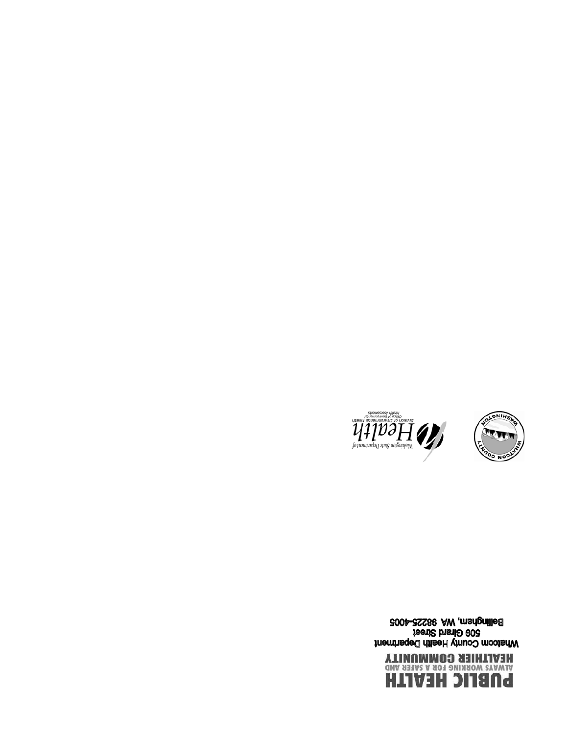Washington State Department of Health
Division of Environmental Health
Office of Environmental Health Assessments

**PUBLIC HEALTH**
ALWAYS WORKING FOR A SAFER AND HEALTHIER COMMUNITY

**Whatcom County Health Department**
**509 Girard Street**
**Bellingham, WA 98225-4005**